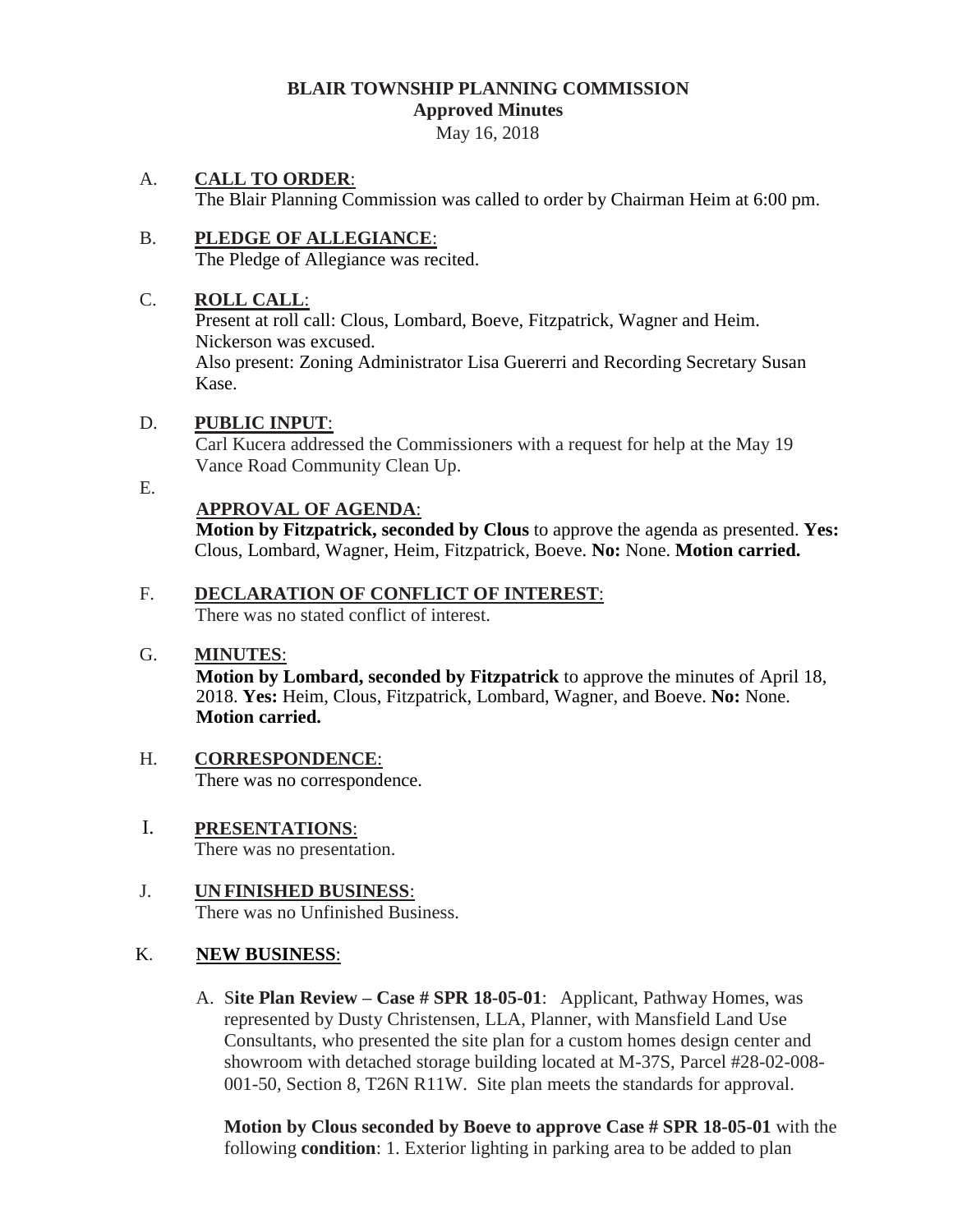# BLAIR TOWNSHIP PLANNING COMMISSION
## Approved Minutes
May 16, 2018

A. **CALL TO ORDER**:
The Blair Planning Commission was called to order by Chairman Heim at 6:00 pm.

B. **PLEDGE OF ALLEGIANCE**:
The Pledge of Allegiance was recited.

C. **ROLL CALL**:
Present at roll call: Clous, Lombard, Boeve, Fitzpatrick, Wagner and Heim. Nickerson was excused.
Also present: Zoning Administrator Lisa Guererri and Recording Secretary Susan Kase.

D. **PUBLIC INPUT**:
Carl Kucera addressed the Commissioners with a request for help at the May 19 Vance Road Community Clean Up.

E. **APPROVAL OF AGENDA**:
**Motion by Fitzpatrick, seconded by Clous** to approve the agenda as presented. **Yes:** Clous, Lombard, Wagner, Heim, Fitzpatrick, Boeve. **No:** None. **Motion carried.**

F. **DECLARATION OF CONFLICT OF INTEREST**:
There was no stated conflict of interest.

G. **MINUTES**:
**Motion by Lombard, seconded by Fitzpatrick** to approve the minutes of April 18, 2018. **Yes:** Heim, Clous, Fitzpatrick, Lombard, Wagner, and Boeve. **No:** None. **Motion carried.**

H. **CORRESPONDENCE**:
There was no correspondence.

I. **PRESENTATIONS**:
There was no presentation.

J. **UNFINISHED BUSINESS**:
There was no Unfinished Business.

K. **NEW BUSINESS**:

A. S**ite Plan Review – Case # SPR 18-05-01**: Applicant, Pathway Homes, was represented by Dusty Christensen, LLA, Planner, with Mansfield Land Use Consultants, who presented the site plan for a custom homes design center and showroom with detached storage building located at M-37S, Parcel #28-02-008-001-50, Section 8, T26N R11W. Site plan meets the standards for approval.

**Motion by Clous seconded by Boeve to approve Case # SPR 18-05-01** with the following **condition**: 1. Exterior lighting in parking area to be added to plan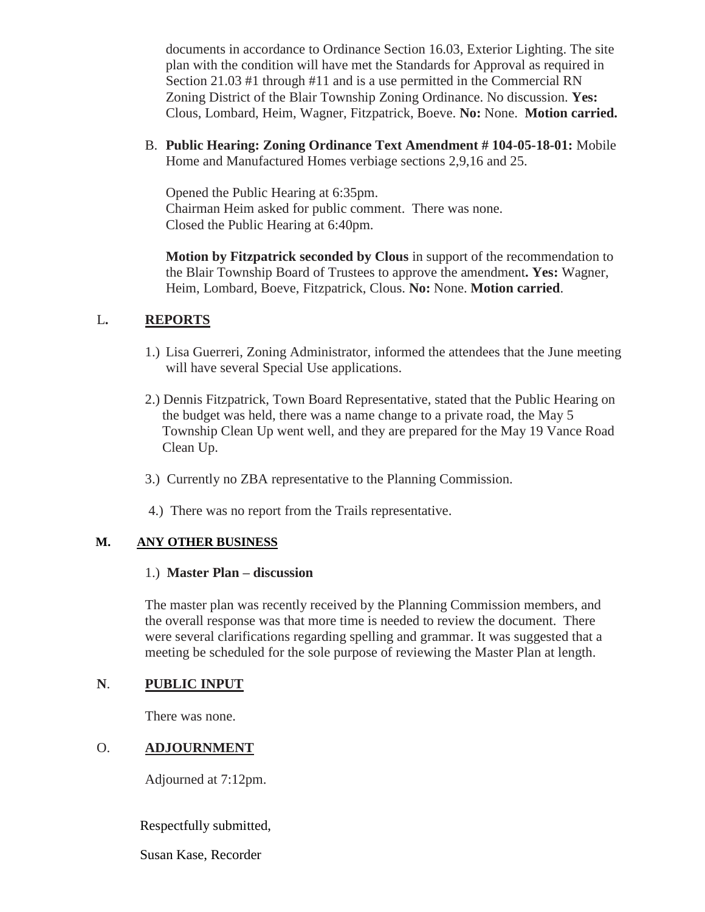documents in accordance to Ordinance Section 16.03, Exterior Lighting. The site plan with the condition will have met the Standards for Approval as required in Section 21.03 #1 through #11 and is a use permitted in the Commercial RN Zoning District of the Blair Township Zoning Ordinance. No discussion. **Yes:** Clous, Lombard, Heim, Wagner, Fitzpatrick, Boeve. **No:** None. **Motion carried.**

B. **Public Hearing: Zoning Ordinance Text Amendment # 104-05-18-01:** Mobile Home and Manufactured Homes verbiage sections 2,9,16 and 25.

Opened the Public Hearing at 6:35pm.
Chairman Heim asked for public comment. There was none.
Closed the Public Hearing at 6:40pm.

**Motion by Fitzpatrick seconded by Clous** in support of the recommendation to the Blair Township Board of Trustees to approve the amendment**. Yes:** Wagner, Heim, Lombard, Boeve, Fitzpatrick, Clous. **No:** None. **Motion carried**.

## L. REPORTS

1.) Lisa Guerreri, Zoning Administrator, informed the attendees that the June meeting will have several Special Use applications.

2.) Dennis Fitzpatrick, Town Board Representative, stated that the Public Hearing on the budget was held, there was a name change to a private road, the May 5 Township Clean Up went well, and they are prepared for the May 19 Vance Road Clean Up.

3.) Currently no ZBA representative to the Planning Commission.

4.) There was no report from the Trails representative.

## M. ANY OTHER BUSINESS

1.) **Master Plan – discussion**

The master plan was recently received by the Planning Commission members, and the overall response was that more time is needed to review the document. There were several clarifications regarding spelling and grammar. It was suggested that a meeting be scheduled for the sole purpose of reviewing the Master Plan at length.

## N. PUBLIC INPUT

There was none.

## O. ADJOURNMENT

Adjourned at 7:12pm.

Respectfully submitted,

Susan Kase, Recorder